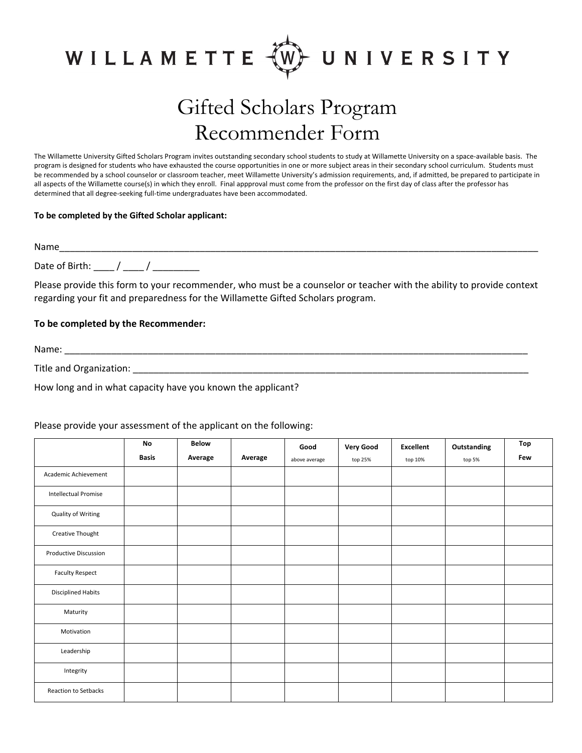# WILLAMETTE UNIVERSITY

# Gifted Scholars Program
# Recommender Form

The Willamette University Gifted Scholars Program invites outstanding secondary school students to study at Willamette University on a space-available basis. The program is designed for students who have exhausted the course opportunities in one or more subject areas in their secondary school curriculum. Students must be recommended by a school counselor or classroom teacher, meet Willamette University's admission requirements, and, if admitted, be prepared to participate in all aspects of the Willamette course(s) in which they enroll. Final appproval must come from the professor on the first day of class after the professor has determined that all degree-seeking full-time undergraduates have been accommodated.

**To be completed by the Gifted Scholar applicant:**

Name____________________________________________________________________________________________

Date of Birth: ____ / ____ / _________

Please provide this form to your recommender, who must be a counselor or teacher with the ability to provide context regarding your fit and preparedness for the Willamette Gifted Scholars program.

**To be completed by the Recommender:**

Name: ___________________________________________________________________________________________

Title and Organization: ____________________________________________________________________________

How long and in what capacity have you known the applicant?

Please provide your assessment of the applicant on the following:

| | **No Basis** | **Below Average** | **Average** | **Good** above average | **Very Good** top 25% | **Excellent** top 10% | **Outstanding** top 5% | **Top Few** |
|---|---|---|---|---|---|---|---|---|
| Academic Achievement | | | | | | | | |
| Intellectual Promise | | | | | | | | |
| Quality of Writing | | | | | | | | |
| Creative Thought | | | | | | | | |
| Productive Discussion | | | | | | | | |
| Faculty Respect | | | | | | | | |
| Disciplined Habits | | | | | | | | |
| Maturity | | | | | | | | |
| Motivation | | | | | | | | |
| Leadership | | | | | | | | |
| Integrity | | | | | | | | |
| Reaction to Setbacks | | | | | | | | |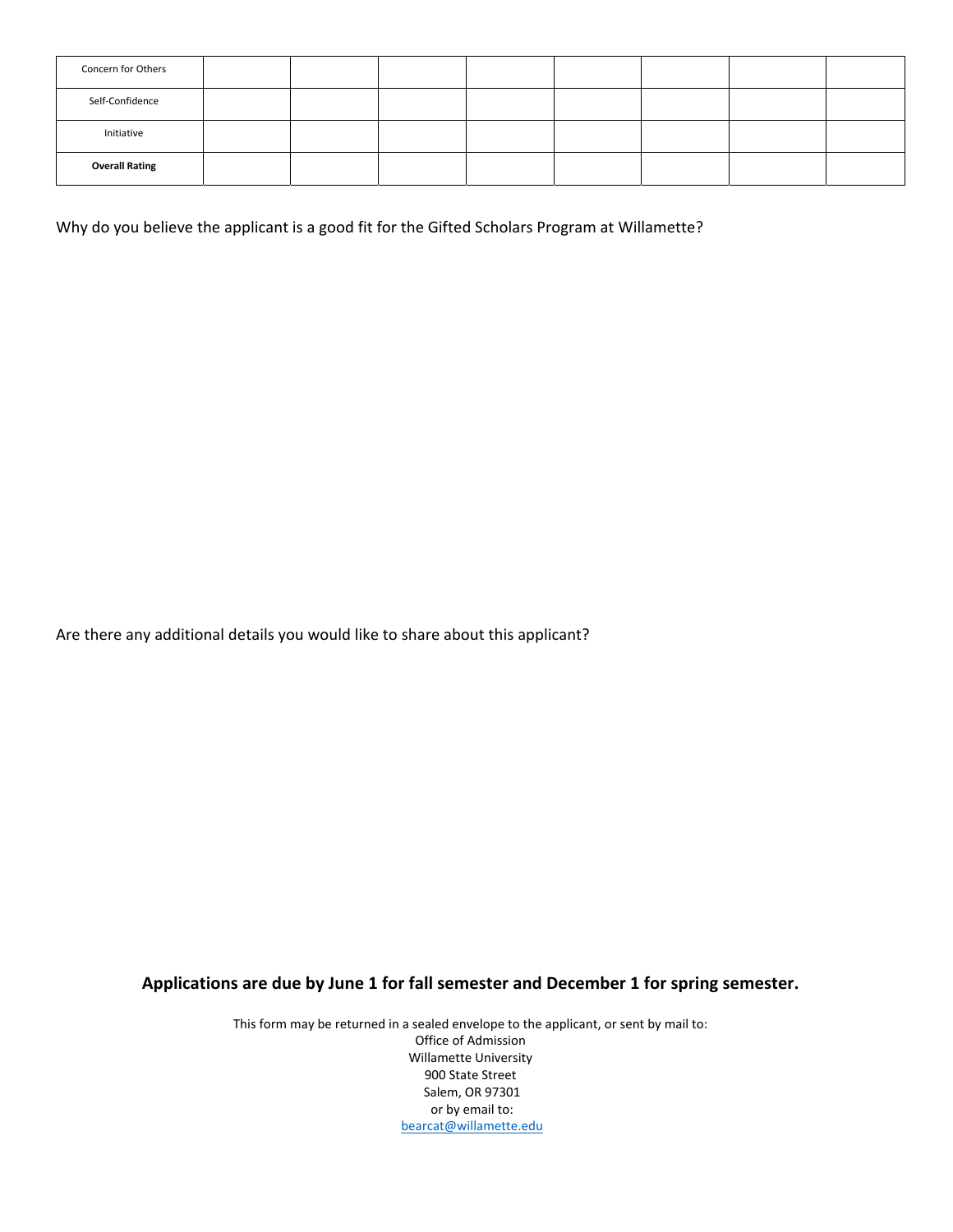| | | | | | | | |
|---|---|---|---|---|---|---|---|
| Concern for Others | | | | | | | |
| Self-Confidence | | | | | | | |
| Initiative | | | | | | | |
| **Overall Rating** | | | | | | | |

Why do you believe the applicant is a good fit for the Gifted Scholars Program at Willamette?

Are there any additional details you would like to share about this applicant?

**Applications are due by June 1 for fall semester and December 1 for spring semester.**

This form may be returned in a sealed envelope to the applicant, or sent by mail to:
Office of Admission
Willamette University
900 State Street
Salem, OR 97301
or by email to:
bearcat@willamette.edu